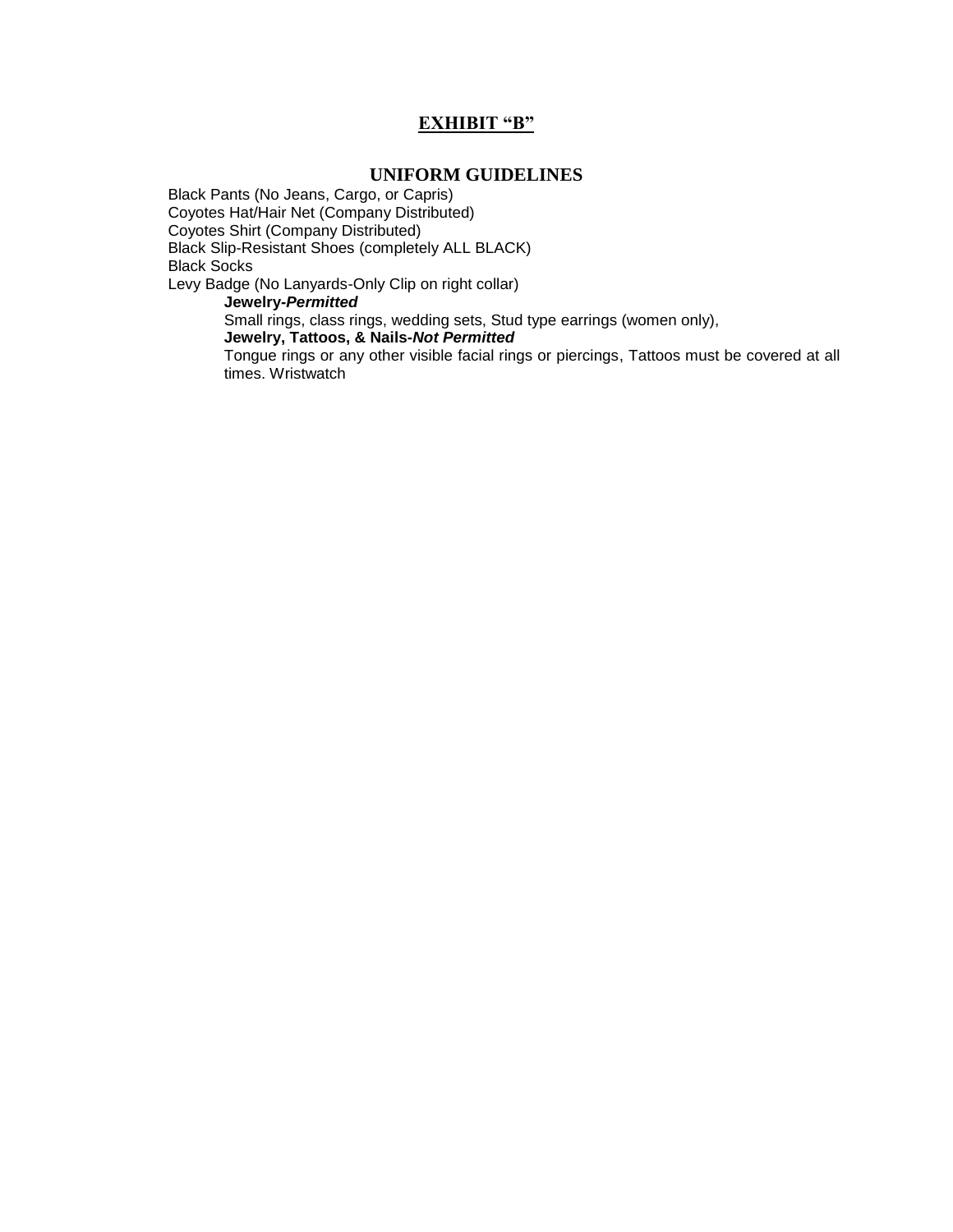# **EXHIBIT "B"**

## UNIFORM GUIDELINES

Black Pants (No Jeans, Cargo, or Capris)
Coyotes Hat/Hair Net (Company Distributed)
Coyotes Shirt (Company Distributed)
Black Slip-Resistant Shoes (completely ALL BLACK)
Black Socks
Levy Badge (No Lanyards-Only Clip on right collar)

> **Jewelry-*Permitted***
> Small rings, class rings, wedding sets, Stud type earrings (women only),
> **Jewelry, Tattoos, & Nails-*Not Permitted***
> Tongue rings or any other visible facial rings or piercings, Tattoos must be covered at all times. Wristwatch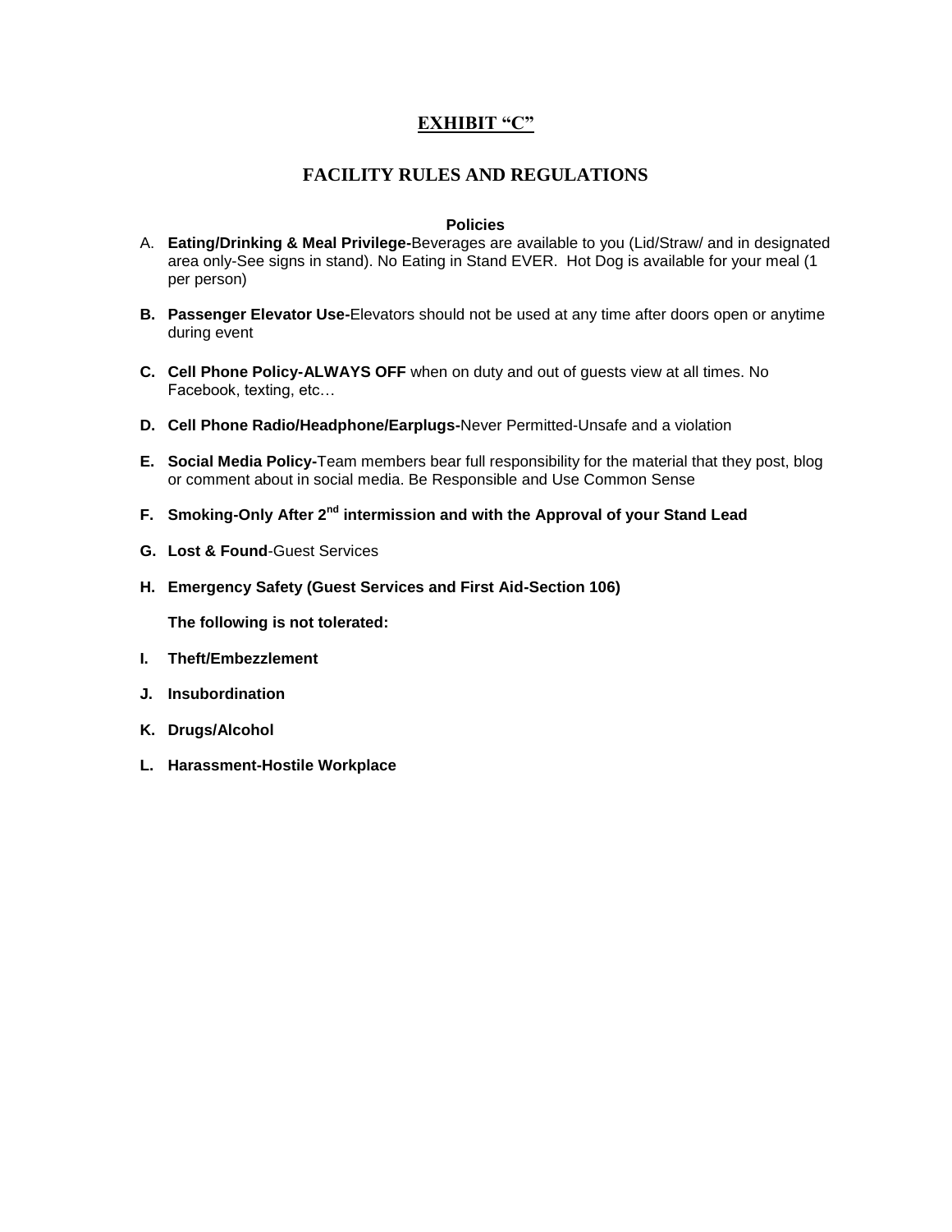# EXHIBIT "C"

## FACILITY RULES AND REGULATIONS

**Policies**

A. **Eating/Drinking & Meal Privilege-**Beverages are available to you (Lid/Straw/ and in designated area only-See signs in stand). No Eating in Stand EVER.  Hot Dog is available for your meal (1 per person)

**B. Passenger Elevator Use-**Elevators should not be used at any time after doors open or anytime during event

**C. Cell Phone Policy-ALWAYS OFF** when on duty and out of guests view at all times. No Facebook, texting, etc…

**D. Cell Phone Radio/Headphone/Earplugs-**Never Permitted-Unsafe and a violation

**E. Social Media Policy-**Team members bear full responsibility for the material that they post, blog or comment about in social media. Be Responsible and Use Common Sense

**F. Smoking-Only After 2nd intermission and with the Approval of your Stand Lead**

**G. Lost & Found**-Guest Services

**H. Emergency Safety (Guest Services and First Aid-Section 106)**

**The following is not tolerated:**

**I. Theft/Embezzlement**

**J. Insubordination**

**K. Drugs/Alcohol**

**L. Harassment-Hostile Workplace**